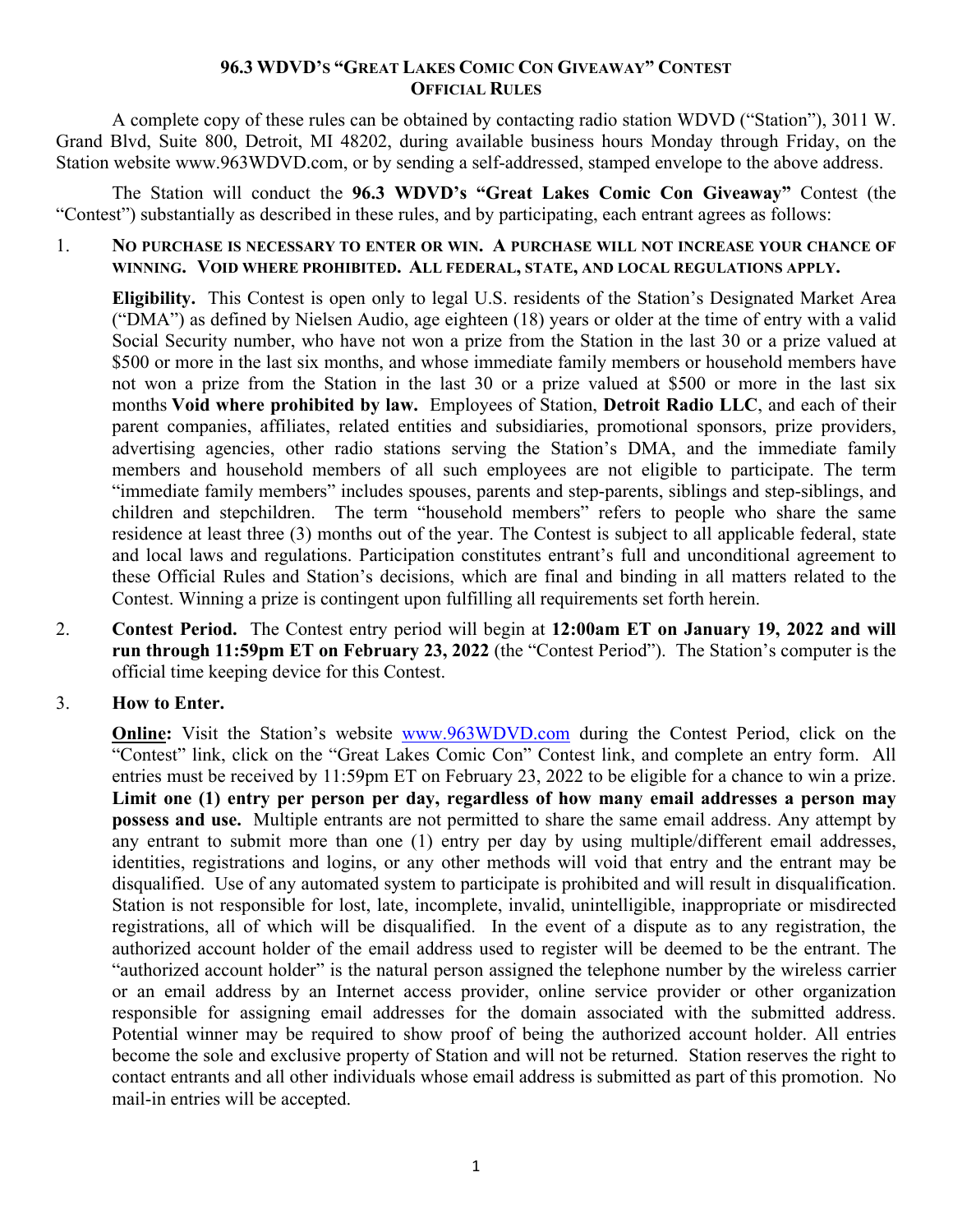# 96.3 WDVD's "Great Lakes Comic Con Giveaway" Contest
## Official Rules

A complete copy of these rules can be obtained by contacting radio station WDVD ("Station"), 3011 W. Grand Blvd, Suite 800, Detroit, MI 48202, during available business hours Monday through Friday, on the Station website www.963WDVD.com, or by sending a self-addressed, stamped envelope to the above address.

The Station will conduct the **96.3 WDVD's "Great Lakes Comic Con Giveaway"** Contest (the "Contest") substantially as described in these rules, and by participating, each entrant agrees as follows:

1. **NO PURCHASE IS NECESSARY TO ENTER OR WIN. A PURCHASE WILL NOT INCREASE YOUR CHANCE OF WINNING. VOID WHERE PROHIBITED. ALL FEDERAL, STATE, AND LOCAL REGULATIONS APPLY.**

   **Eligibility.** This Contest is open only to legal U.S. residents of the Station's Designated Market Area ("DMA") as defined by Nielsen Audio, age eighteen (18) years or older at the time of entry with a valid Social Security number, who have not won a prize from the Station in the last 30 or a prize valued at $500 or more in the last six months, and whose immediate family members or household members have not won a prize from the Station in the last 30 or a prize valued at $500 or more in the last six months **Void where prohibited by law.** Employees of Station, **Detroit Radio LLC**, and each of their parent companies, affiliates, related entities and subsidiaries, promotional sponsors, prize providers, advertising agencies, other radio stations serving the Station's DMA, and the immediate family members and household members of all such employees are not eligible to participate. The term "immediate family members" includes spouses, parents and step-parents, siblings and step-siblings, and children and stepchildren. The term "household members" refers to people who share the same residence at least three (3) months out of the year. The Contest is subject to all applicable federal, state and local laws and regulations. Participation constitutes entrant's full and unconditional agreement to these Official Rules and Station's decisions, which are final and binding in all matters related to the Contest. Winning a prize is contingent upon fulfilling all requirements set forth herein.

2. **Contest Period.** The Contest entry period will begin at **12:00am ET on January 19, 2022 and will run through 11:59pm ET on February 23, 2022** (the "Contest Period"). The Station's computer is the official time keeping device for this Contest.

3. **How to Enter.**

   **Online:** Visit the Station's website www.963WDVD.com during the Contest Period, click on the "Contest" link, click on the "Great Lakes Comic Con" Contest link, and complete an entry form. All entries must be received by 11:59pm ET on February 23, 2022 to be eligible for a chance to win a prize. **Limit one (1) entry per person per day, regardless of how many email addresses a person may possess and use.** Multiple entrants are not permitted to share the same email address. Any attempt by any entrant to submit more than one (1) entry per day by using multiple/different email addresses, identities, registrations and logins, or any other methods will void that entry and the entrant may be disqualified. Use of any automated system to participate is prohibited and will result in disqualification. Station is not responsible for lost, late, incomplete, invalid, unintelligible, inappropriate or misdirected registrations, all of which will be disqualified. In the event of a dispute as to any registration, the authorized account holder of the email address used to register will be deemed to be the entrant. The "authorized account holder" is the natural person assigned the telephone number by the wireless carrier or an email address by an Internet access provider, online service provider or other organization responsible for assigning email addresses for the domain associated with the submitted address. Potential winner may be required to show proof of being the authorized account holder. All entries become the sole and exclusive property of Station and will not be returned. Station reserves the right to contact entrants and all other individuals whose email address is submitted as part of this promotion. No mail-in entries will be accepted.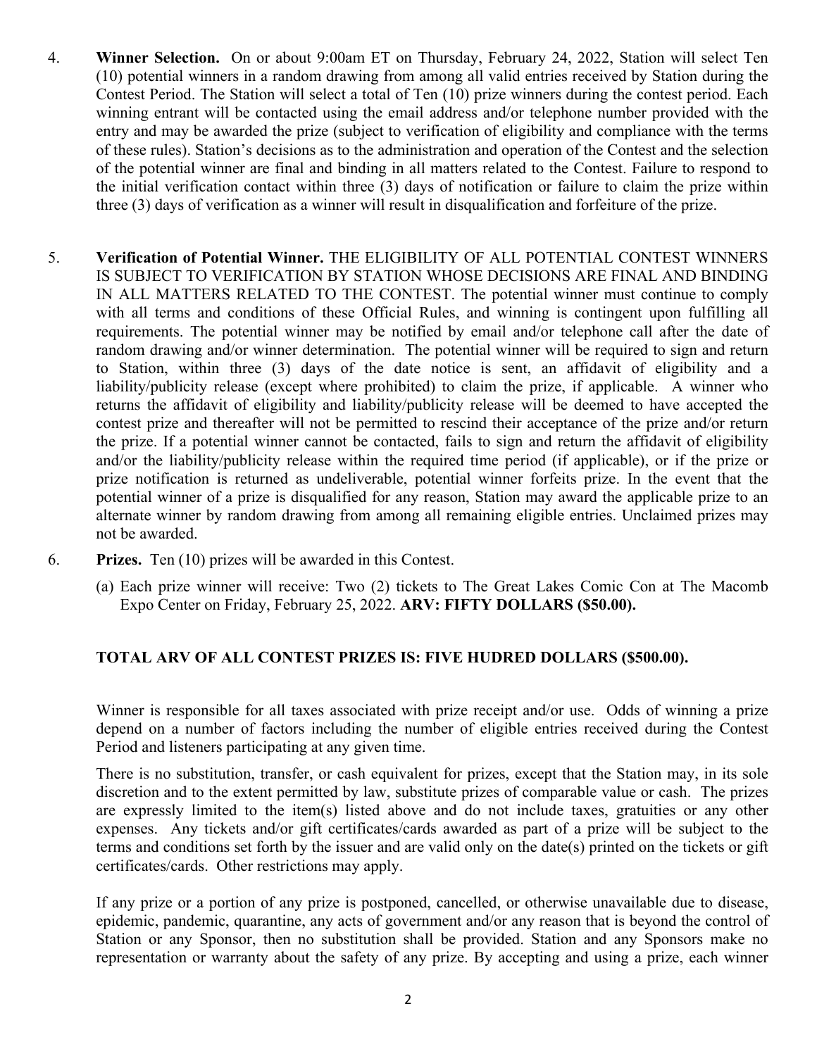4. **Winner Selection.** On or about 9:00am ET on Thursday, February 24, 2022, Station will select Ten (10) potential winners in a random drawing from among all valid entries received by Station during the Contest Period. The Station will select a total of Ten (10) prize winners during the contest period. Each winning entrant will be contacted using the email address and/or telephone number provided with the entry and may be awarded the prize (subject to verification of eligibility and compliance with the terms of these rules). Station's decisions as to the administration and operation of the Contest and the selection of the potential winner are final and binding in all matters related to the Contest. Failure to respond to the initial verification contact within three (3) days of notification or failure to claim the prize within three (3) days of verification as a winner will result in disqualification and forfeiture of the prize.

5. **Verification of Potential Winner.** THE ELIGIBILITY OF ALL POTENTIAL CONTEST WINNERS IS SUBJECT TO VERIFICATION BY STATION WHOSE DECISIONS ARE FINAL AND BINDING IN ALL MATTERS RELATED TO THE CONTEST. The potential winner must continue to comply with all terms and conditions of these Official Rules, and winning is contingent upon fulfilling all requirements. The potential winner may be notified by email and/or telephone call after the date of random drawing and/or winner determination. The potential winner will be required to sign and return to Station, within three (3) days of the date notice is sent, an affidavit of eligibility and a liability/publicity release (except where prohibited) to claim the prize, if applicable. A winner who returns the affidavit of eligibility and liability/publicity release will be deemed to have accepted the contest prize and thereafter will not be permitted to rescind their acceptance of the prize and/or return the prize. If a potential winner cannot be contacted, fails to sign and return the affidavit of eligibility and/or the liability/publicity release within the required time period (if applicable), or if the prize or prize notification is returned as undeliverable, potential winner forfeits prize. In the event that the potential winner of a prize is disqualified for any reason, Station may award the applicable prize to an alternate winner by random drawing from among all remaining eligible entries. Unclaimed prizes may not be awarded.

6. **Prizes.** Ten (10) prizes will be awarded in this Contest.

   (a) Each prize winner will receive: Two (2) tickets to The Great Lakes Comic Con at The Macomb Expo Center on Friday, February 25, 2022. **ARV: FIFTY DOLLARS ($50.00).**

   **TOTAL ARV OF ALL CONTEST PRIZES IS: FIVE HUDRED DOLLARS ($500.00).**

   Winner is responsible for all taxes associated with prize receipt and/or use. Odds of winning a prize depend on a number of factors including the number of eligible entries received during the Contest Period and listeners participating at any given time.

   There is no substitution, transfer, or cash equivalent for prizes, except that the Station may, in its sole discretion and to the extent permitted by law, substitute prizes of comparable value or cash. The prizes are expressly limited to the item(s) listed above and do not include taxes, gratuities or any other expenses. Any tickets and/or gift certificates/cards awarded as part of a prize will be subject to the terms and conditions set forth by the issuer and are valid only on the date(s) printed on the tickets or gift certificates/cards. Other restrictions may apply.

   If any prize or a portion of any prize is postponed, cancelled, or otherwise unavailable due to disease, epidemic, pandemic, quarantine, any acts of government and/or any reason that is beyond the control of Station or any Sponsor, then no substitution shall be provided. Station and any Sponsors make no representation or warranty about the safety of any prize. By accepting and using a prize, each winner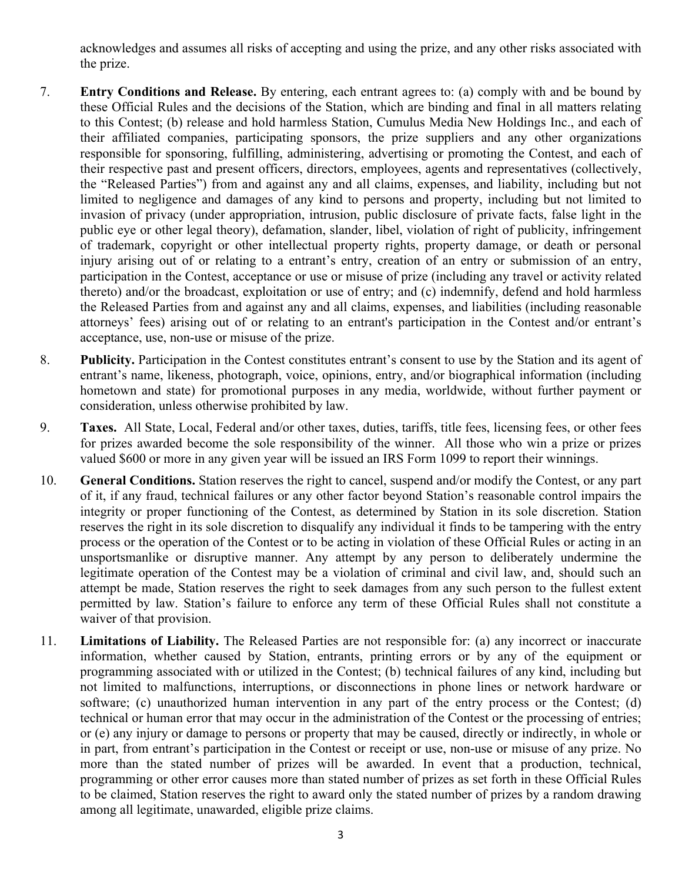acknowledges and assumes all risks of accepting and using the prize, and any other risks associated with the prize.

7. **Entry Conditions and Release.** By entering, each entrant agrees to: (a) comply with and be bound by these Official Rules and the decisions of the Station, which are binding and final in all matters relating to this Contest; (b) release and hold harmless Station, Cumulus Media New Holdings Inc., and each of their affiliated companies, participating sponsors, the prize suppliers and any other organizations responsible for sponsoring, fulfilling, administering, advertising or promoting the Contest, and each of their respective past and present officers, directors, employees, agents and representatives (collectively, the "Released Parties") from and against any and all claims, expenses, and liability, including but not limited to negligence and damages of any kind to persons and property, including but not limited to invasion of privacy (under appropriation, intrusion, public disclosure of private facts, false light in the public eye or other legal theory), defamation, slander, libel, violation of right of publicity, infringement of trademark, copyright or other intellectual property rights, property damage, or death or personal injury arising out of or relating to a entrant's entry, creation of an entry or submission of an entry, participation in the Contest, acceptance or use or misuse of prize (including any travel or activity related thereto) and/or the broadcast, exploitation or use of entry; and (c) indemnify, defend and hold harmless the Released Parties from and against any and all claims, expenses, and liabilities (including reasonable attorneys' fees) arising out of or relating to an entrant's participation in the Contest and/or entrant's acceptance, use, non-use or misuse of the prize.

8. **Publicity.** Participation in the Contest constitutes entrant's consent to use by the Station and its agent of entrant's name, likeness, photograph, voice, opinions, entry, and/or biographical information (including hometown and state) for promotional purposes in any media, worldwide, without further payment or consideration, unless otherwise prohibited by law.

9. **Taxes.** All State, Local, Federal and/or other taxes, duties, tariffs, title fees, licensing fees, or other fees for prizes awarded become the sole responsibility of the winner. All those who win a prize or prizes valued $600 or more in any given year will be issued an IRS Form 1099 to report their winnings.

10. **General Conditions.** Station reserves the right to cancel, suspend and/or modify the Contest, or any part of it, if any fraud, technical failures or any other factor beyond Station's reasonable control impairs the integrity or proper functioning of the Contest, as determined by Station in its sole discretion. Station reserves the right in its sole discretion to disqualify any individual it finds to be tampering with the entry process or the operation of the Contest or to be acting in violation of these Official Rules or acting in an unsportsmanlike or disruptive manner. Any attempt by any person to deliberately undermine the legitimate operation of the Contest may be a violation of criminal and civil law, and, should such an attempt be made, Station reserves the right to seek damages from any such person to the fullest extent permitted by law. Station's failure to enforce any term of these Official Rules shall not constitute a waiver of that provision.

11. **Limitations of Liability.** The Released Parties are not responsible for: (a) any incorrect or inaccurate information, whether caused by Station, entrants, printing errors or by any of the equipment or programming associated with or utilized in the Contest; (b) technical failures of any kind, including but not limited to malfunctions, interruptions, or disconnections in phone lines or network hardware or software; (c) unauthorized human intervention in any part of the entry process or the Contest; (d) technical or human error that may occur in the administration of the Contest or the processing of entries; or (e) any injury or damage to persons or property that may be caused, directly or indirectly, in whole or in part, from entrant's participation in the Contest or receipt or use, non-use or misuse of any prize. No more than the stated number of prizes will be awarded. In event that a production, technical, programming or other error causes more than stated number of prizes as set forth in these Official Rules to be claimed, Station reserves the right to award only the stated number of prizes by a random drawing among all legitimate, unawarded, eligible prize claims.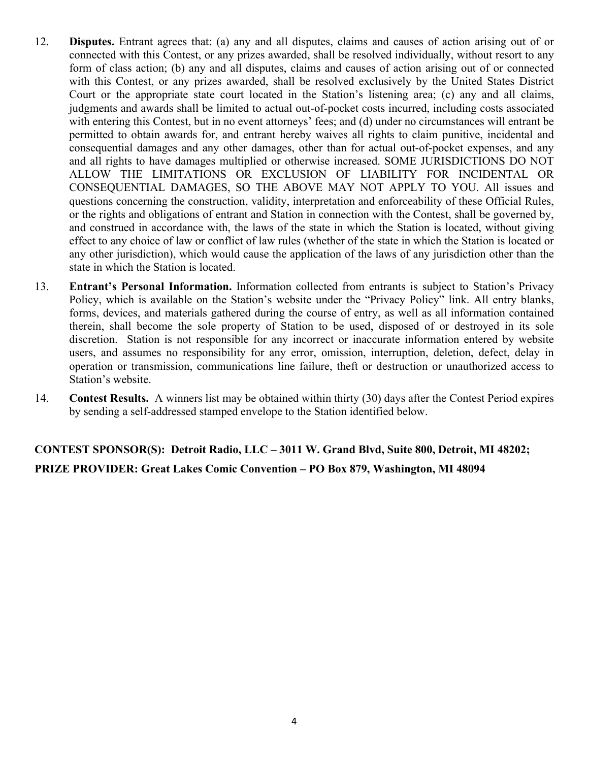12. **Disputes.** Entrant agrees that: (a) any and all disputes, claims and causes of action arising out of or connected with this Contest, or any prizes awarded, shall be resolved individually, without resort to any form of class action; (b) any and all disputes, claims and causes of action arising out of or connected with this Contest, or any prizes awarded, shall be resolved exclusively by the United States District Court or the appropriate state court located in the Station's listening area; (c) any and all claims, judgments and awards shall be limited to actual out-of-pocket costs incurred, including costs associated with entering this Contest, but in no event attorneys' fees; and (d) under no circumstances will entrant be permitted to obtain awards for, and entrant hereby waives all rights to claim punitive, incidental and consequential damages and any other damages, other than for actual out-of-pocket expenses, and any and all rights to have damages multiplied or otherwise increased. SOME JURISDICTIONS DO NOT ALLOW THE LIMITATIONS OR EXCLUSION OF LIABILITY FOR INCIDENTAL OR CONSEQUENTIAL DAMAGES, SO THE ABOVE MAY NOT APPLY TO YOU. All issues and questions concerning the construction, validity, interpretation and enforceability of these Official Rules, or the rights and obligations of entrant and Station in connection with the Contest, shall be governed by, and construed in accordance with, the laws of the state in which the Station is located, without giving effect to any choice of law or conflict of law rules (whether of the state in which the Station is located or any other jurisdiction), which would cause the application of the laws of any jurisdiction other than the state in which the Station is located.

13. **Entrant's Personal Information.** Information collected from entrants is subject to Station's Privacy Policy, which is available on the Station's website under the "Privacy Policy" link. All entry blanks, forms, devices, and materials gathered during the course of entry, as well as all information contained therein, shall become the sole property of Station to be used, disposed of or destroyed in its sole discretion. Station is not responsible for any incorrect or inaccurate information entered by website users, and assumes no responsibility for any error, omission, interruption, deletion, defect, delay in operation or transmission, communications line failure, theft or destruction or unauthorized access to Station's website.

14. **Contest Results.** A winners list may be obtained within thirty (30) days after the Contest Period expires by sending a self-addressed stamped envelope to the Station identified below.

**CONTEST SPONSOR(S): Detroit Radio, LLC – 3011 W. Grand Blvd, Suite 800, Detroit, MI 48202;**

**PRIZE PROVIDER: Great Lakes Comic Convention – PO Box 879, Washington, MI 48094**